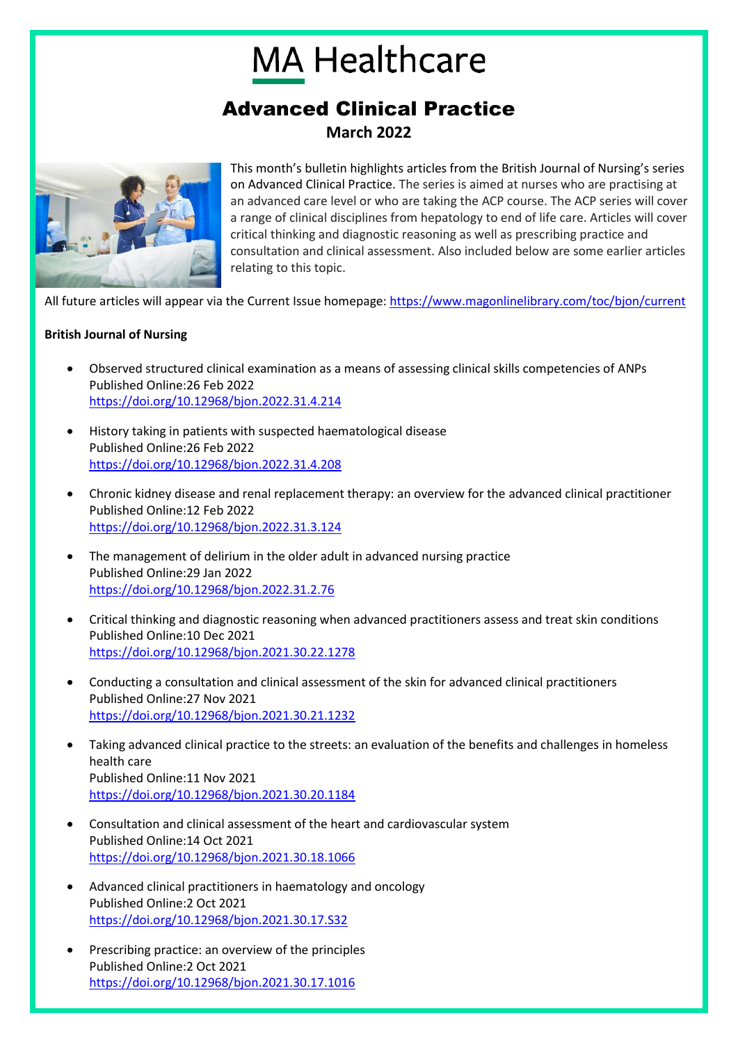# MA Healthcare

## Advanced Clinical Practice

**March 2022**

This month's bulletin highlights articles from the British Journal of Nursing's series on Advanced Clinical Practice. The series is aimed at nurses who are practising at an advanced care level or who are taking the ACP course. The ACP series will cover a range of clinical disciplines from hepatology to end of life care. Articles will cover critical thinking and diagnostic reasoning as well as prescribing practice and consultation and clinical assessment. Also included below are some earlier articles relating to this topic.

All future articles will appear via the Current Issue homepage: https://www.magonlinelibrary.com/toc/bjon/current

**British Journal of Nursing**

- Observed structured clinical examination as a means of assessing clinical skills competencies of ANPs
  Published Online:26 Feb 2022
  https://doi.org/10.12968/bjon.2022.31.4.214

- History taking in patients with suspected haematological disease
  Published Online:26 Feb 2022
  https://doi.org/10.12968/bjon.2022.31.4.208

- Chronic kidney disease and renal replacement therapy: an overview for the advanced clinical practitioner
  Published Online:12 Feb 2022
  https://doi.org/10.12968/bjon.2022.31.3.124

- The management of delirium in the older adult in advanced nursing practice
  Published Online:29 Jan 2022
  https://doi.org/10.12968/bjon.2022.31.2.76

- Critical thinking and diagnostic reasoning when advanced practitioners assess and treat skin conditions
  Published Online:10 Dec 2021
  https://doi.org/10.12968/bjon.2021.30.22.1278

- Conducting a consultation and clinical assessment of the skin for advanced clinical practitioners
  Published Online:27 Nov 2021
  https://doi.org/10.12968/bjon.2021.30.21.1232

- Taking advanced clinical practice to the streets: an evaluation of the benefits and challenges in homeless health care
  Published Online:11 Nov 2021
  https://doi.org/10.12968/bjon.2021.30.20.1184

- Consultation and clinical assessment of the heart and cardiovascular system
  Published Online:14 Oct 2021
  https://doi.org/10.12968/bjon.2021.30.18.1066

- Advanced clinical practitioners in haematology and oncology
  Published Online:2 Oct 2021
  https://doi.org/10.12968/bjon.2021.30.17.S32

- Prescribing practice: an overview of the principles
  Published Online:2 Oct 2021
  https://doi.org/10.12968/bjon.2021.30.17.1016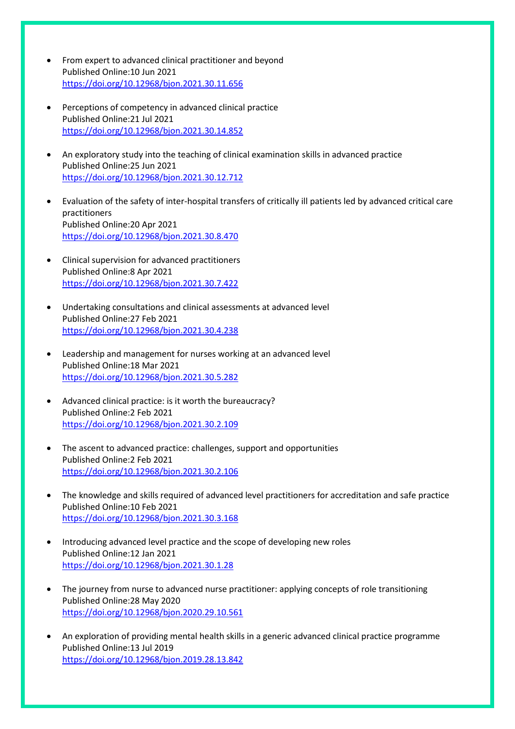- From expert to advanced clinical practitioner and beyond
  Published Online:10 Jun 2021
  https://doi.org/10.12968/bjon.2021.30.11.656

- Perceptions of competency in advanced clinical practice
  Published Online:21 Jul 2021
  https://doi.org/10.12968/bjon.2021.30.14.852

- An exploratory study into the teaching of clinical examination skills in advanced practice
  Published Online:25 Jun 2021
  https://doi.org/10.12968/bjon.2021.30.12.712

- Evaluation of the safety of inter-hospital transfers of critically ill patients led by advanced critical care practitioners
  Published Online:20 Apr 2021
  https://doi.org/10.12968/bjon.2021.30.8.470

- Clinical supervision for advanced practitioners
  Published Online:8 Apr 2021
  https://doi.org/10.12968/bjon.2021.30.7.422

- Undertaking consultations and clinical assessments at advanced level
  Published Online:27 Feb 2021
  https://doi.org/10.12968/bjon.2021.30.4.238

- Leadership and management for nurses working at an advanced level
  Published Online:18 Mar 2021
  https://doi.org/10.12968/bjon.2021.30.5.282

- Advanced clinical practice: is it worth the bureaucracy?
  Published Online:2 Feb 2021
  https://doi.org/10.12968/bjon.2021.30.2.109

- The ascent to advanced practice: challenges, support and opportunities
  Published Online:2 Feb 2021
  https://doi.org/10.12968/bjon.2021.30.2.106

- The knowledge and skills required of advanced level practitioners for accreditation and safe practice
  Published Online:10 Feb 2021
  https://doi.org/10.12968/bjon.2021.30.3.168

- Introducing advanced level practice and the scope of developing new roles
  Published Online:12 Jan 2021
  https://doi.org/10.12968/bjon.2021.30.1.28

- The journey from nurse to advanced nurse practitioner: applying concepts of role transitioning
  Published Online:28 May 2020
  https://doi.org/10.12968/bjon.2020.29.10.561

- An exploration of providing mental health skills in a generic advanced clinical practice programme
  Published Online:13 Jul 2019
  https://doi.org/10.12968/bjon.2019.28.13.842